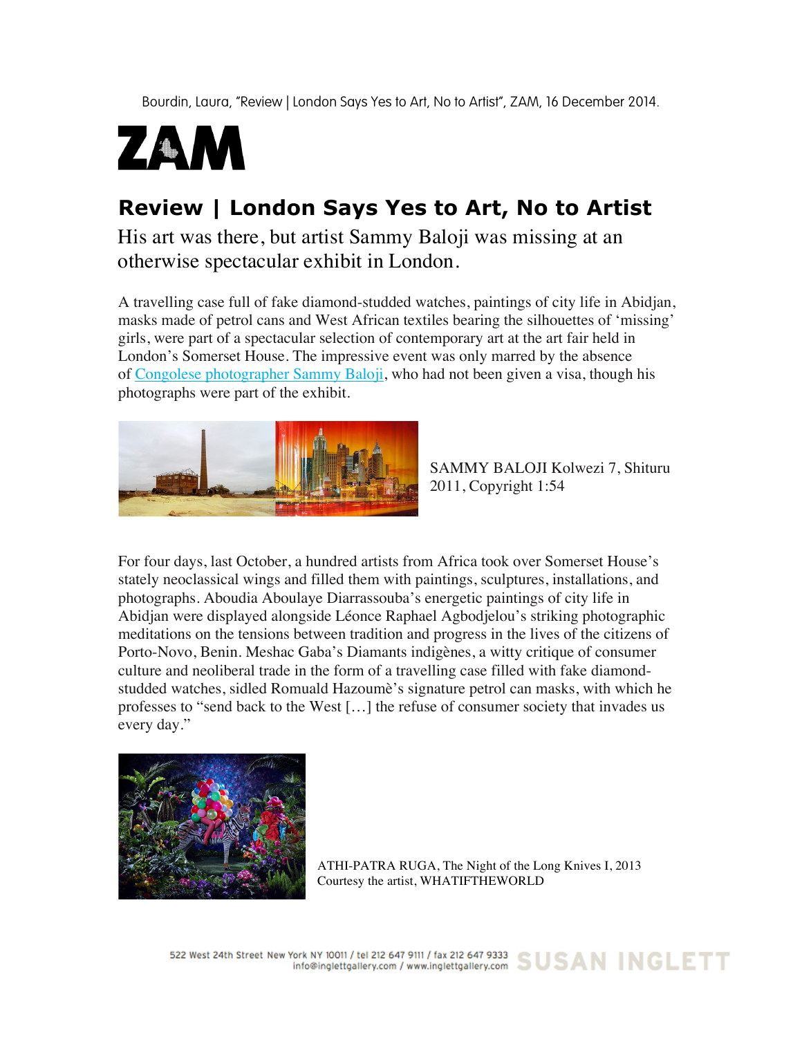Bourdin, Laura, "Review | London Says Yes to Art, No to Artist", ZAM, 16 December 2014.

ZAM

# Review | London Says Yes to Art, No to Artist

His art was there, but artist Sammy Baloji was missing at an otherwise spectacular exhibit in London.

A travelling case full of fake diamond-studded watches, paintings of city life in Abidjan, masks made of petrol cans and West African textiles bearing the silhouettes of 'missing' girls, were part of a spectacular selection of contemporary art at the art fair held in London's Somerset House. The impressive event was only marred by the absence of Congolese photographer Sammy Baloji, who had not been given a visa, though his photographs were part of the exhibit.

SAMMY BALOJI Kolwezi 7, Shituru 2011, Copyright 1:54

For four days, last October, a hundred artists from Africa took over Somerset House's stately neoclassical wings and filled them with paintings, sculptures, installations, and photographs. Aboudia Aboulaye Diarrassouba's energetic paintings of city life in Abidjan were displayed alongside Léonce Raphael Agbodjelou's striking photographic meditations on the tensions between tradition and progress in the lives of the citizens of Porto-Novo, Benin. Meshac Gaba's Diamants indigènes, a witty critique of consumer culture and neoliberal trade in the form of a travelling case filled with fake diamond-studded watches, sidled Romuald Hazoumè's signature petrol can masks, with which he professes to "send back to the West […] the refuse of consumer society that invades us every day."

ATHI-PATRA RUGA, The Night of the Long Knives I, 2013
Courtesy the artist, WHATIFTHEWORLD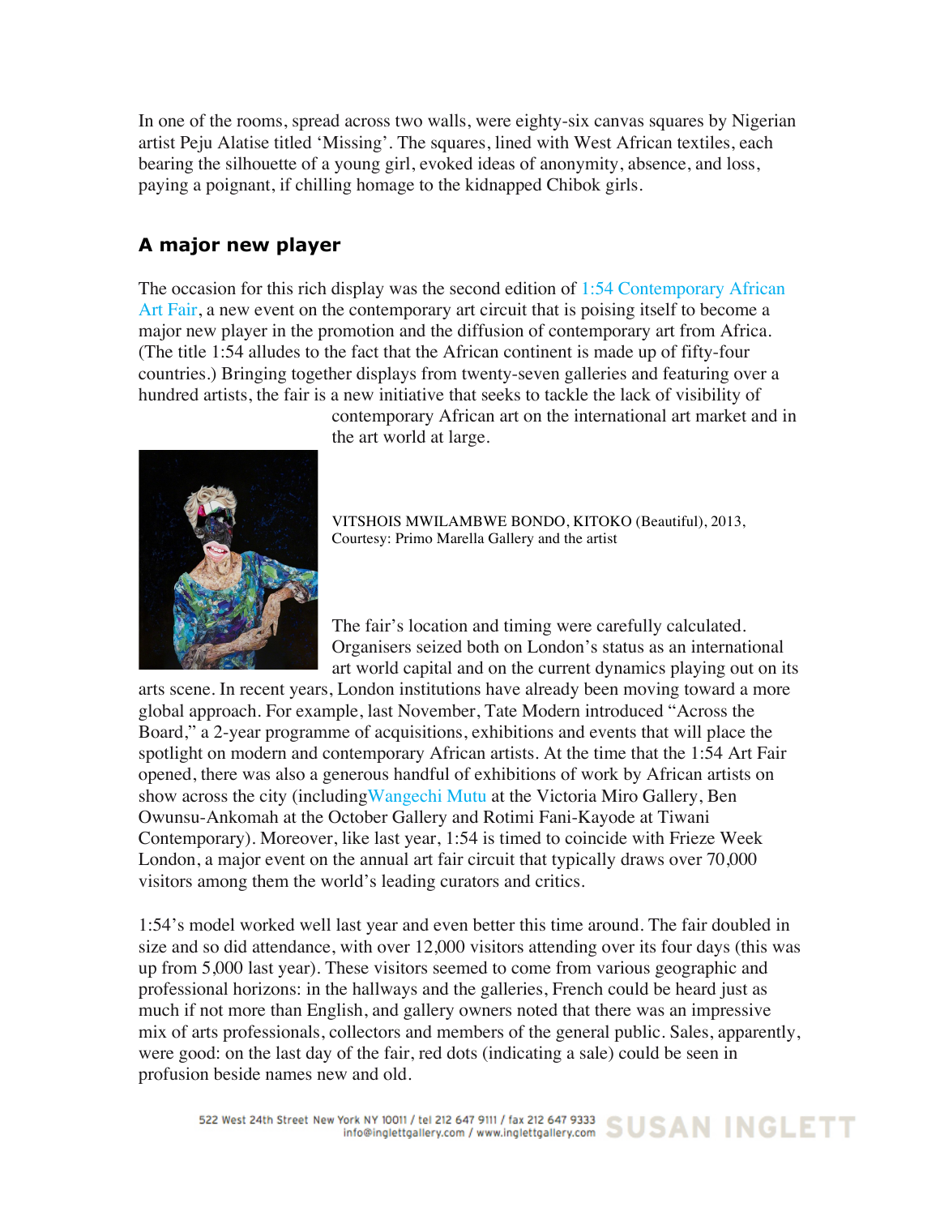In one of the rooms, spread across two walls, were eighty-six canvas squares by Nigerian artist Peju Alatise titled 'Missing'. The squares, lined with West African textiles, each bearing the silhouette of a young girl, evoked ideas of anonymity, absence, and loss, paying a poignant, if chilling homage to the kidnapped Chibok girls.

## A major new player

The occasion for this rich display was the second edition of 1:54 Contemporary African Art Fair, a new event on the contemporary art circuit that is poising itself to become a major new player in the promotion and the diffusion of contemporary art from Africa. (The title 1:54 alludes to the fact that the African continent is made up of fifty-four countries.) Bringing together displays from twenty-seven galleries and featuring over a hundred artists, the fair is a new initiative that seeks to tackle the lack of visibility of contemporary African art on the international art market and in the art world at large.

VITSHOIS MWILAMBWE BONDO, KITOKO (Beautiful), 2013, Courtesy: Primo Marella Gallery and the artist

The fair's location and timing were carefully calculated. Organisers seized both on London's status as an international art world capital and on the current dynamics playing out on its arts scene. In recent years, London institutions have already been moving toward a more global approach. For example, last November, Tate Modern introduced "Across the Board," a 2-year programme of acquisitions, exhibitions and events that will place the spotlight on modern and contemporary African artists. At the time that the 1:54 Art Fair opened, there was also a generous handful of exhibitions of work by African artists on show across the city (includingWangechi Mutu at the Victoria Miro Gallery, Ben Owunsu-Ankomah at the October Gallery and Rotimi Fani-Kayode at Tiwani Contemporary). Moreover, like last year, 1:54 is timed to coincide with Frieze Week London, a major event on the annual art fair circuit that typically draws over 70,000 visitors among them the world's leading curators and critics.

1:54's model worked well last year and even better this time around. The fair doubled in size and so did attendance, with over 12,000 visitors attending over its four days (this was up from 5,000 last year). These visitors seemed to come from various geographic and professional horizons: in the hallways and the galleries, French could be heard just as much if not more than English, and gallery owners noted that there was an impressive mix of arts professionals, collectors and members of the general public. Sales, apparently, were good: on the last day of the fair, red dots (indicating a sale) could be seen in profusion beside names new and old.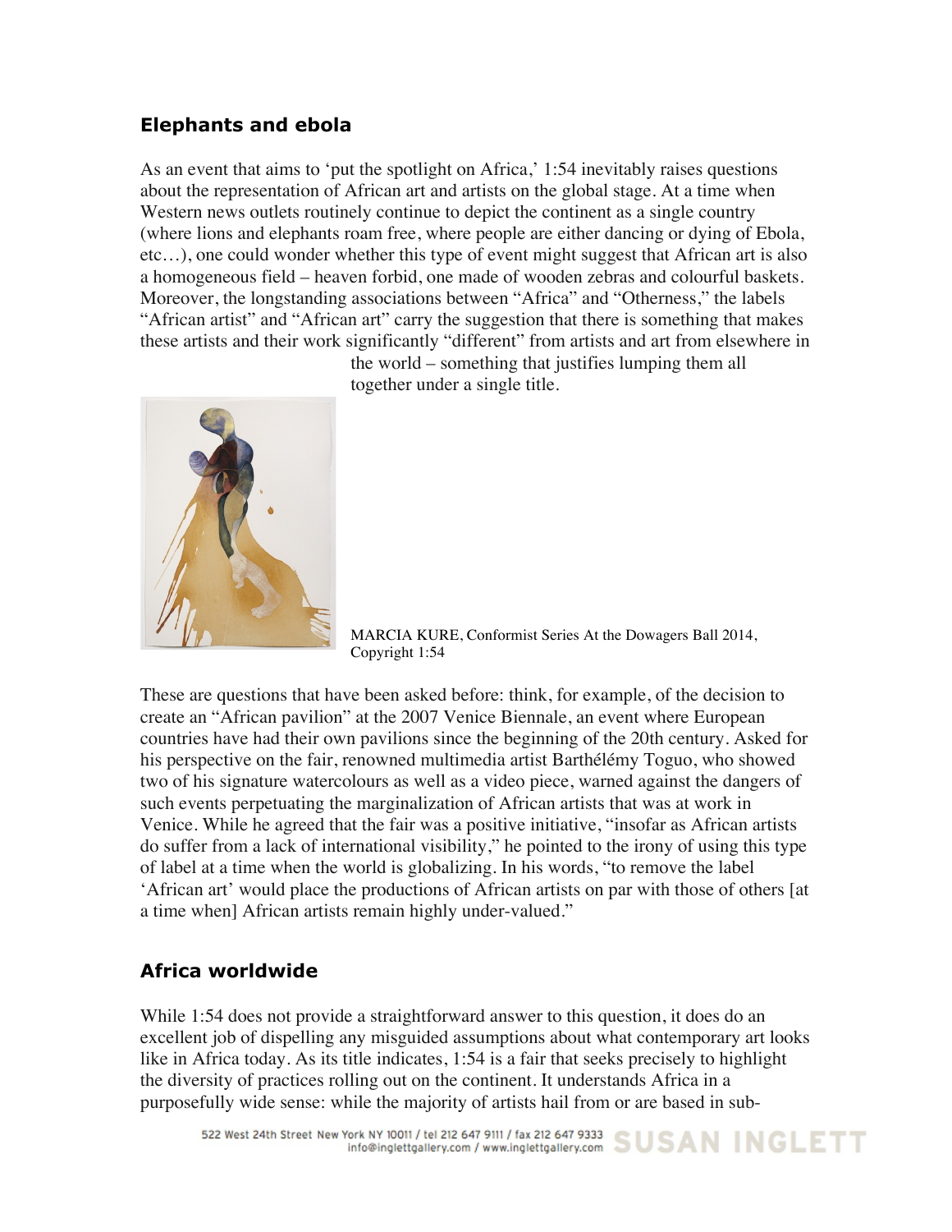## Elephants and ebola

As an event that aims to 'put the spotlight on Africa,' 1:54 inevitably raises questions about the representation of African art and artists on the global stage. At a time when Western news outlets routinely continue to depict the continent as a single country (where lions and elephants roam free, where people are either dancing or dying of Ebola, etc…), one could wonder whether this type of event might suggest that African art is also a homogeneous field – heaven forbid, one made of wooden zebras and colourful baskets. Moreover, the longstanding associations between "Africa" and "Otherness," the labels "African artist" and "African art" carry the suggestion that there is something that makes these artists and their work significantly "different" from artists and art from elsewhere in the world – something that justifies lumping them all together under a single title.

MARCIA KURE, Conformist Series At the Dowagers Ball 2014, Copyright 1:54

These are questions that have been asked before: think, for example, of the decision to create an "African pavilion" at the 2007 Venice Biennale, an event where European countries have had their own pavilions since the beginning of the 20th century. Asked for his perspective on the fair, renowned multimedia artist Barthélémy Toguo, who showed two of his signature watercolours as well as a video piece, warned against the dangers of such events perpetuating the marginalization of African artists that was at work in Venice. While he agreed that the fair was a positive initiative, "insofar as African artists do suffer from a lack of international visibility," he pointed to the irony of using this type of label at a time when the world is globalizing. In his words, "to remove the label 'African art' would place the productions of African artists on par with those of others [at a time when] African artists remain highly under-valued."

## Africa worldwide

While 1:54 does not provide a straightforward answer to this question, it does do an excellent job of dispelling any misguided assumptions about what contemporary art looks like in Africa today. As its title indicates, 1:54 is a fair that seeks precisely to highlight the diversity of practices rolling out on the continent. It understands Africa in a purposefully wide sense: while the majority of artists hail from or are based in sub-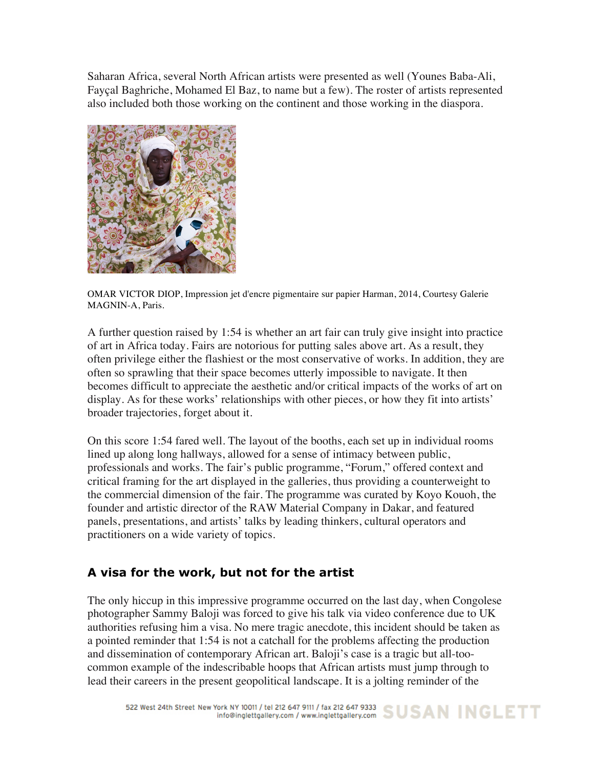Saharan Africa, several North African artists were presented as well (Younes Baba-Ali, Fayçal Baghriche, Mohamed El Baz, to name but a few). The roster of artists represented also included both those working on the continent and those working in the diaspora.

OMAR VICTOR DIOP, Impression jet d'encre pigmentaire sur papier Harman, 2014, Courtesy Galerie MAGNIN-A, Paris.

A further question raised by 1:54 is whether an art fair can truly give insight into practice of art in Africa today. Fairs are notorious for putting sales above art. As a result, they often privilege either the flashiest or the most conservative of works. In addition, they are often so sprawling that their space becomes utterly impossible to navigate. It then becomes difficult to appreciate the aesthetic and/or critical impacts of the works of art on display. As for these works' relationships with other pieces, or how they fit into artists' broader trajectories, forget about it.

On this score 1:54 fared well. The layout of the booths, each set up in individual rooms lined up along long hallways, allowed for a sense of intimacy between public, professionals and works. The fair's public programme, "Forum," offered context and critical framing for the art displayed in the galleries, thus providing a counterweight to the commercial dimension of the fair. The programme was curated by Koyo Kouoh, the founder and artistic director of the RAW Material Company in Dakar, and featured panels, presentations, and artists' talks by leading thinkers, cultural operators and practitioners on a wide variety of topics.

## A visa for the work, but not for the artist

The only hiccup in this impressive programme occurred on the last day, when Congolese photographer Sammy Baloji was forced to give his talk via video conference due to UK authorities refusing him a visa. No mere tragic anecdote, this incident should be taken as a pointed reminder that 1:54 is not a catchall for the problems affecting the production and dissemination of contemporary African art. Baloji's case is a tragic but all-too-common example of the indescribable hoops that African artists must jump through to lead their careers in the present geopolitical landscape. It is a jolting reminder of the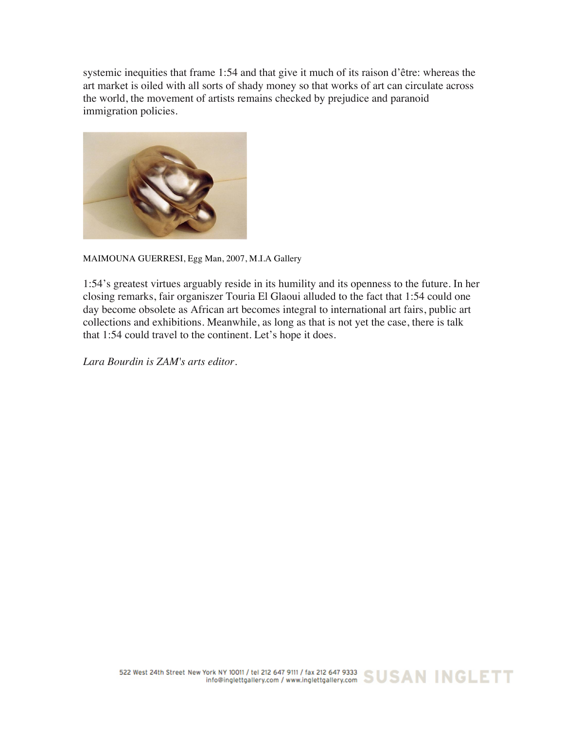systemic inequities that frame 1:54 and that give it much of its raison d'être: whereas the art market is oiled with all sorts of shady money so that works of art can circulate across the world, the movement of artists remains checked by prejudice and paranoid immigration policies.

MAIMOUNA GUERRESI, Egg Man, 2007, M.I.A Gallery

1:54's greatest virtues arguably reside in its humility and its openness to the future. In her closing remarks, fair organiszer Touria El Glaoui alluded to the fact that 1:54 could one day become obsolete as African art becomes integral to international art fairs, public art collections and exhibitions. Meanwhile, as long as that is not yet the case, there is talk that 1:54 could travel to the continent. Let's hope it does.

*Lara Bourdin is ZAM's arts editor.*